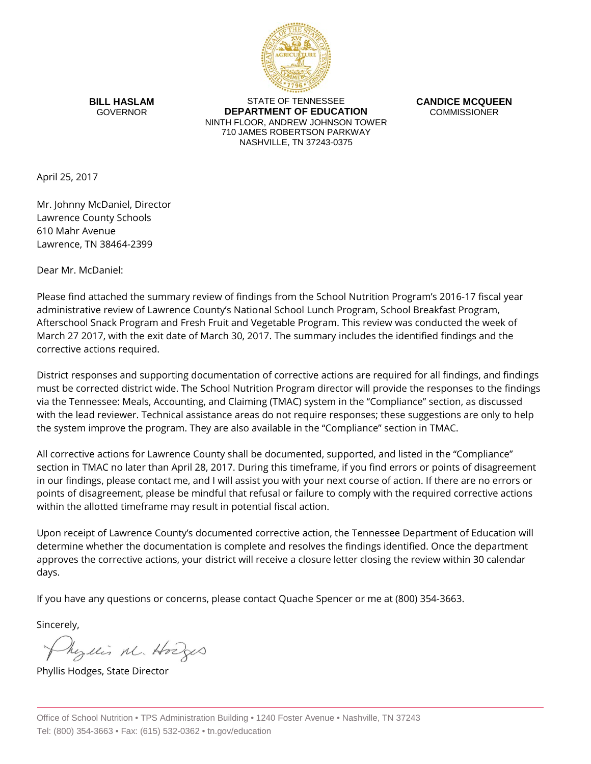**BILL HASLAM**
GOVERNOR

STATE OF TENNESSEE
**DEPARTMENT OF EDUCATION**
NINTH FLOOR, ANDREW JOHNSON TOWER
710 JAMES ROBERTSON PARKWAY
NASHVILLE, TN 37243-0375

**CANDICE MCQUEEN**
COMMISSIONER

April 25, 2017

Mr. Johnny McDaniel, Director
Lawrence County Schools
610 Mahr Avenue
Lawrence, TN 38464-2399

Dear Mr. McDaniel:

Please find attached the summary review of findings from the School Nutrition Program's 2016-17 fiscal year administrative review of Lawrence County's National School Lunch Program, School Breakfast Program, Afterschool Snack Program and Fresh Fruit and Vegetable Program. This review was conducted the week of March 27 2017, with the exit date of March 30, 2017. The summary includes the identified findings and the corrective actions required.

District responses and supporting documentation of corrective actions are required for all findings, and findings must be corrected district wide. The School Nutrition Program director will provide the responses to the findings via the Tennessee: Meals, Accounting, and Claiming (TMAC) system in the "Compliance" section, as discussed with the lead reviewer. Technical assistance areas do not require responses; these suggestions are only to help the system improve the program. They are also available in the "Compliance" section in TMAC.

All corrective actions for Lawrence County shall be documented, supported, and listed in the "Compliance" section in TMAC no later than April 28, 2017. During this timeframe, if you find errors or points of disagreement in our findings, please contact me, and I will assist you with your next course of action. If there are no errors or points of disagreement, please be mindful that refusal or failure to comply with the required corrective actions within the allotted timeframe may result in potential fiscal action.

Upon receipt of Lawrence County's documented corrective action, the Tennessee Department of Education will determine whether the documentation is complete and resolves the findings identified. Once the department approves the corrective actions, your district will receive a closure letter closing the review within 30 calendar days.

If you have any questions or concerns, please contact Quache Spencer or me at (800) 354-3663.

Sincerely,

Phyllis M. Hodges

Phyllis Hodges, State Director

Office of School Nutrition • TPS Administration Building • 1240 Foster Avenue • Nashville, TN 37243
Tel: (800) 354-3663 • Fax: (615) 532-0362 • tn.gov/education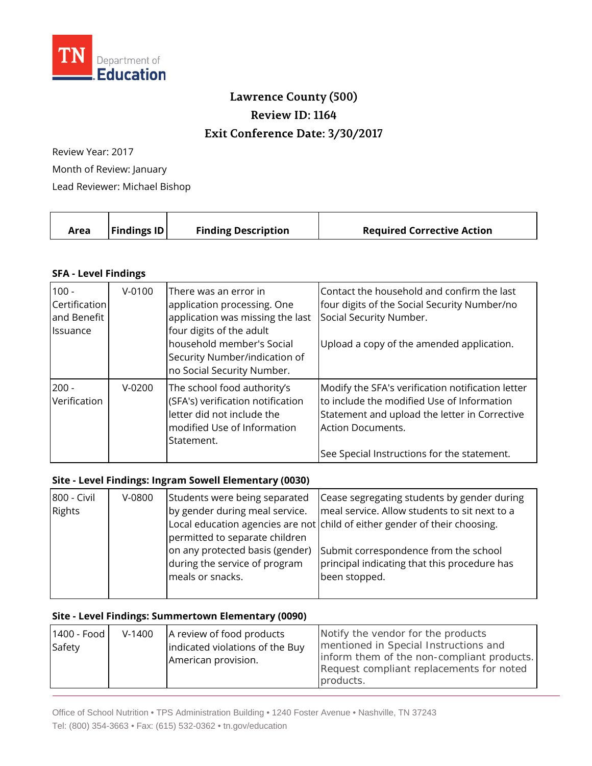TN Department of Education

# Lawrence County (500)
## Review ID: 1164
## Exit Conference Date: 3/30/2017

Review Year: 2017

Month of Review: January

Lead Reviewer: Michael Bishop

| Area | Findings ID | Finding Description | Required Corrective Action |
|---|---|---|---|

### SFA - Level Findings

| Area | Findings ID | Finding Description | Required Corrective Action |
|---|---|---|---|
| 100 - Certification and Benefit Issuance | V-0100 | There was an error in application processing. One application was missing the last four digits of the adult household member's Social Security Number/indication of no Social Security Number. | Contact the household and confirm the last four digits of the Social Security Number/no Social Security Number.<br><br>Upload a copy of the amended application. |
| 200 - Verification | V-0200 | The school food authority's (SFA's) verification notification letter did not include the modified Use of Information Statement. | Modify the SFA's verification notification letter to include the modified Use of Information Statement and upload the letter in Corrective Action Documents.<br><br>See Special Instructions for the statement. |

### Site - Level Findings: Ingram Sowell Elementary (0030)

| Area | Findings ID | Finding Description | Required Corrective Action |
|---|---|---|---|
| 800 - Civil Rights | V-0800 | Students were being separated by gender during meal service. Local education agencies are not permitted to separate children on any protected basis (gender) during the service of program meals or snacks. | Cease segregating students by gender during meal service. Allow students to sit next to a child of either gender of their choosing.<br><br>Submit correspondence from the school principal indicating that this procedure has been stopped. |

### Site - Level Findings: Summertown Elementary (0090)

| Area | Findings ID | Finding Description | Required Corrective Action |
|---|---|---|---|
| 1400 - Food Safety | V-1400 | A review of food products indicated violations of the Buy American provision. | Notify the vendor for the products mentioned in Special Instructions and inform them of the non-compliant products. Request compliant replacements for noted products. |

Office of School Nutrition • TPS Administration Building • 1240 Foster Avenue • Nashville, TN 37243
Tel: (800) 354-3663 • Fax: (615) 532-0362 • tn.gov/education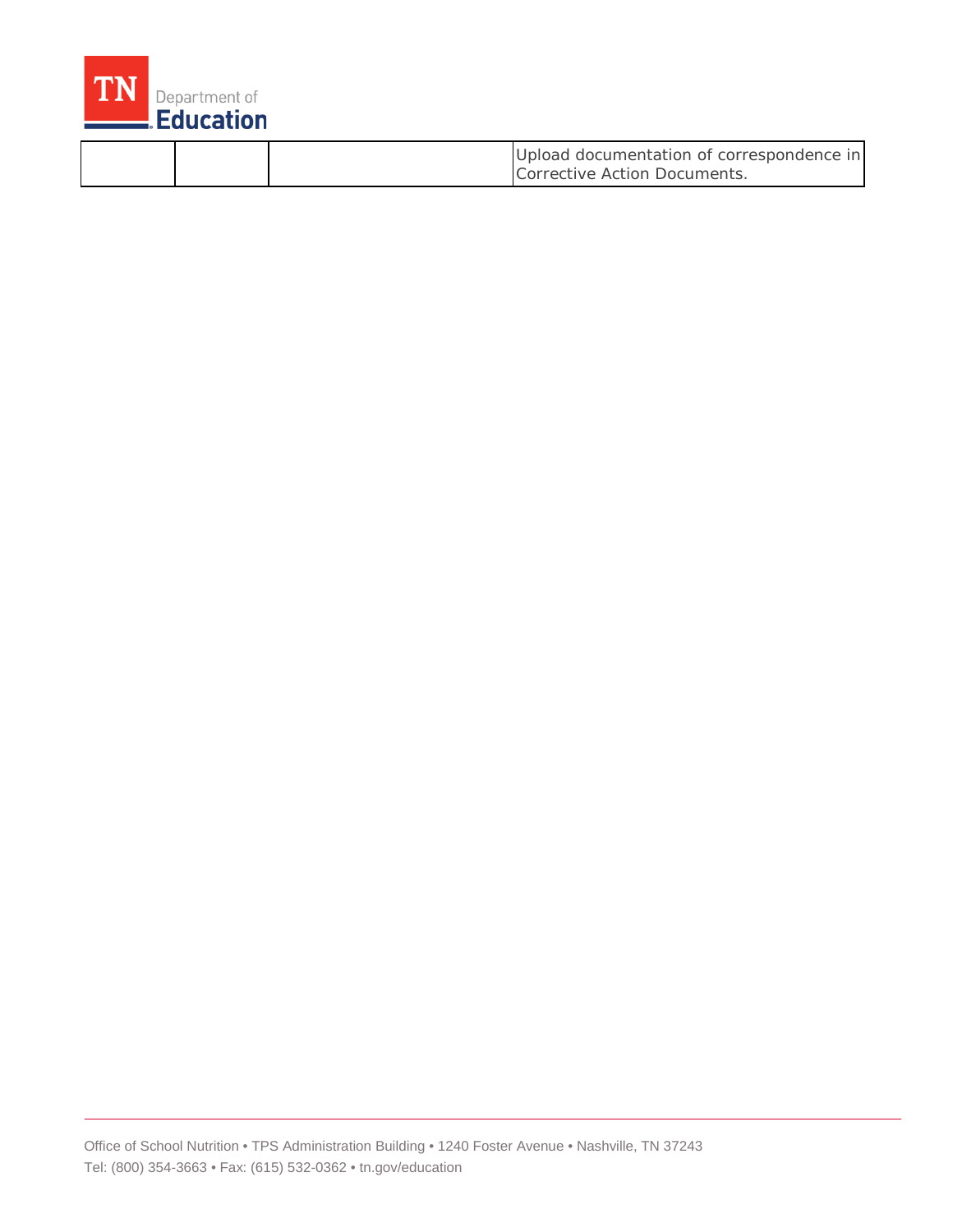| | | | |
|---|---|---|---|
| | | | Upload documentation of correspondence in Corrective Action Documents. |